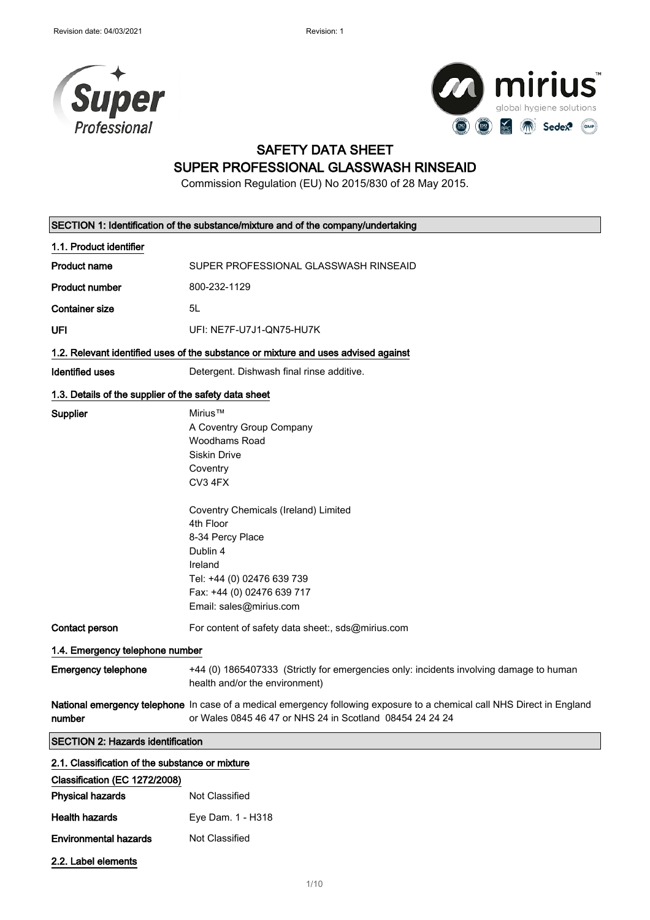# SAFETY DATA SHEET
## SUPER PROFESSIONAL GLASSWASH RINSEAID

Commission Regulation (EU) No 2015/830 of 28 May 2015.

## SECTION 1: Identification of the substance/mixture and of the company/undertaking

### 1.1. Product identifier

| | |
|---|---|
| **Product name** | SUPER PROFESSIONAL GLASSWASH RINSEAID |
| **Product number** | 800-232-1129 |
| **Container size** | 5L |
| **UFI** | UFI: NE7F-U7J1-QN75-HU7K |

### 1.2. Relevant identified uses of the substance or mixture and uses advised against

| | |
|---|---|
| **Identified uses** | Detergent. Dishwash final rinse additive. |

### 1.3. Details of the supplier of the safety data sheet

**Supplier**

Mirius™
A Coventry Group Company
Woodhams Road
Siskin Drive
Coventry
CV3 4FX

Coventry Chemicals (Ireland) Limited
4th Floor
8-34 Percy Place
Dublin 4
Ireland
Tel: +44 (0) 02476 639 739
Fax: +44 (0) 02476 639 717
Email: sales@mirius.com

**Contact person** For content of safety data sheet:, sds@mirius.com

### 1.4. Emergency telephone number

| | |
|---|---|
| **Emergency telephone** | +44 (0) 1865407333 (Strictly for emergencies only: incidents involving damage to human health and/or the environment) |
| **National emergency telephone number** | In case of a medical emergency following exposure to a chemical call NHS Direct in England or Wales 0845 46 47 or NHS 24 in Scotland 08454 24 24 24 |

## SECTION 2: Hazards identification

### 2.1. Classification of the substance or mixture

**Classification (EC 1272/2008)**

| | |
|---|---|
| **Physical hazards** | Not Classified |
| **Health hazards** | Eye Dam. 1 - H318 |
| **Environmental hazards** | Not Classified |

### 2.2. Label elements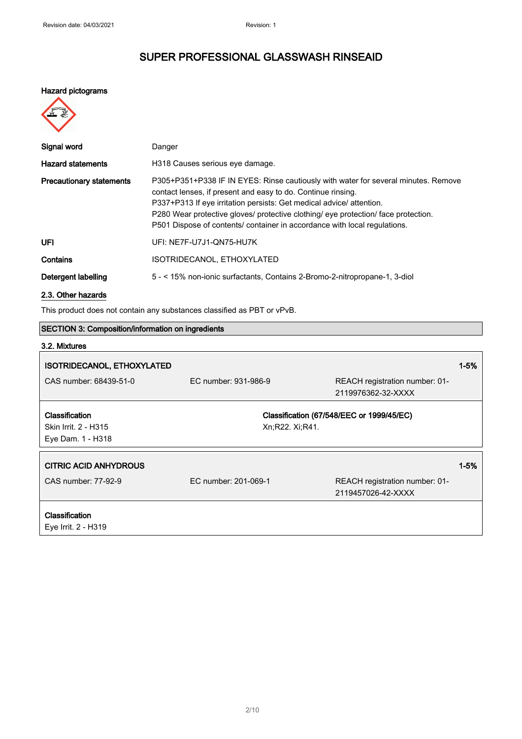**Hazard pictograms**

| | |
|---|---|
| **Signal word** | Danger |
| **Hazard statements** | H318 Causes serious eye damage. |
| **Precautionary statements** | P305+P351+P338 IF IN EYES: Rinse cautiously with water for several minutes. Remove contact lenses, if present and easy to do. Continue rinsing.<br>P337+P313 If eye irritation persists: Get medical advice/ attention.<br>P280 Wear protective gloves/ protective clothing/ eye protection/ face protection.<br>P501 Dispose of contents/ container in accordance with local regulations. |
| **UFI** | UFI: NE7F-U7J1-QN75-HU7K |
| **Contains** | ISOTRIDECANOL, ETHOXYLATED |
| **Detergent labelling** | 5 - < 15% non-ionic surfactants, Contains 2-Bromo-2-nitropropane-1, 3-diol |

## 2.3. Other hazards

This product does not contain any substances classified as PBT or vPvB.

## SECTION 3: Composition/information on ingredients

### 3.2. Mixtures

| **ISOTRIDECANOL, ETHOXYLATED** | | **1-5%** |
|---|---|---|
| CAS number: 68439-51-0 | EC number: 931-986-9 | REACH registration number: 01-2119976362-32-XXXX |

| **Classification** | **Classification (67/548/EEC or 1999/45/EC)** |
|---|---|
| Skin Irrit. 2 - H315<br>Eye Dam. 1 - H318 | Xn;R22. Xi;R41. |

| **CITRIC ACID ANHYDROUS** | | **1-5%** |
|---|---|---|
| CAS number: 77-92-9 | EC number: 201-069-1 | REACH registration number: 01-2119457026-42-XXXX |

**Classification**
Eye Irrit. 2 - H319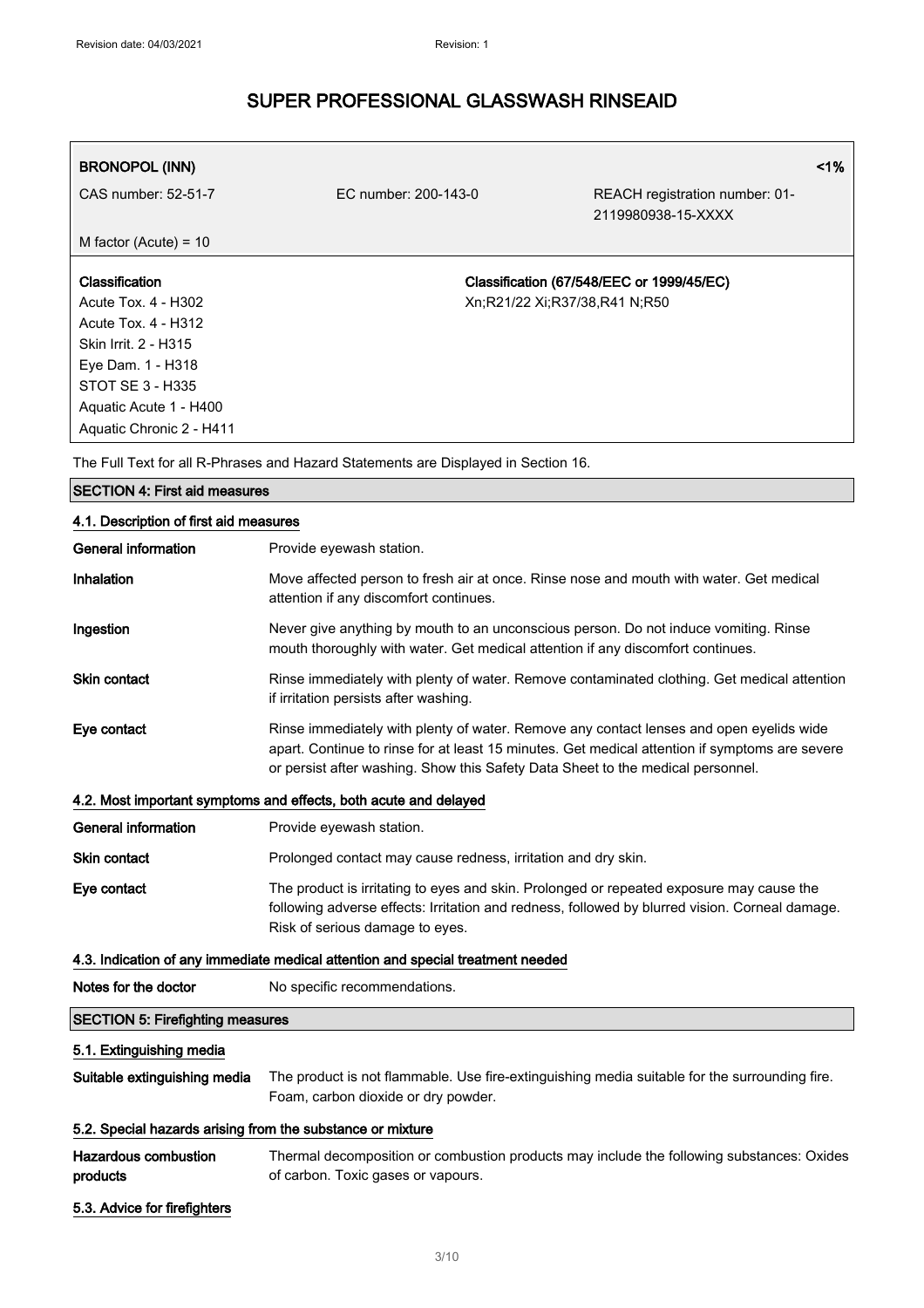# SUPER PROFESSIONAL GLASSWASH RINSEAID

| **BRONOPOL (INN)** | | **<1%** |
|---|---|---|
| CAS number: 52-51-7 | EC number: 200-143-0 | REACH registration number: 01-2119980938-15-XXXX |
| M factor (Acute) = 10 | | |

| **Classification** | **Classification (67/548/EEC or 1999/45/EC)** |
|---|---|
| Acute Tox. 4 - H302<br>Acute Tox. 4 - H312<br>Skin Irrit. 2 - H315<br>Eye Dam. 1 - H318<br>STOT SE 3 - H335<br>Aquatic Acute 1 - H400<br>Aquatic Chronic 2 - H411 | Xn;R21/22 Xi;R37/38,R41 N;R50 |

The Full Text for all R-Phrases and Hazard Statements are Displayed in Section 16.

## SECTION 4: First aid measures

### 4.1. Description of first aid measures

**General information** Provide eyewash station.

**Inhalation** Move affected person to fresh air at once. Rinse nose and mouth with water. Get medical attention if any discomfort continues.

**Ingestion** Never give anything by mouth to an unconscious person. Do not induce vomiting. Rinse mouth thoroughly with water. Get medical attention if any discomfort continues.

**Skin contact** Rinse immediately with plenty of water. Remove contaminated clothing. Get medical attention if irritation persists after washing.

**Eye contact** Rinse immediately with plenty of water. Remove any contact lenses and open eyelids wide apart. Continue to rinse for at least 15 minutes. Get medical attention if symptoms are severe or persist after washing. Show this Safety Data Sheet to the medical personnel.

### 4.2. Most important symptoms and effects, both acute and delayed

**General information** Provide eyewash station.

**Skin contact** Prolonged contact may cause redness, irritation and dry skin.

**Eye contact** The product is irritating to eyes and skin. Prolonged or repeated exposure may cause the following adverse effects: Irritation and redness, followed by blurred vision. Corneal damage. Risk of serious damage to eyes.

### 4.3. Indication of any immediate medical attention and special treatment needed

**Notes for the doctor** No specific recommendations.

## SECTION 5: Firefighting measures

### 5.1. Extinguishing media

**Suitable extinguishing media** The product is not flammable. Use fire-extinguishing media suitable for the surrounding fire. Foam, carbon dioxide or dry powder.

### 5.2. Special hazards arising from the substance or mixture

**Hazardous combustion products** Thermal decomposition or combustion products may include the following substances: Oxides of carbon. Toxic gases or vapours.

### 5.3. Advice for firefighters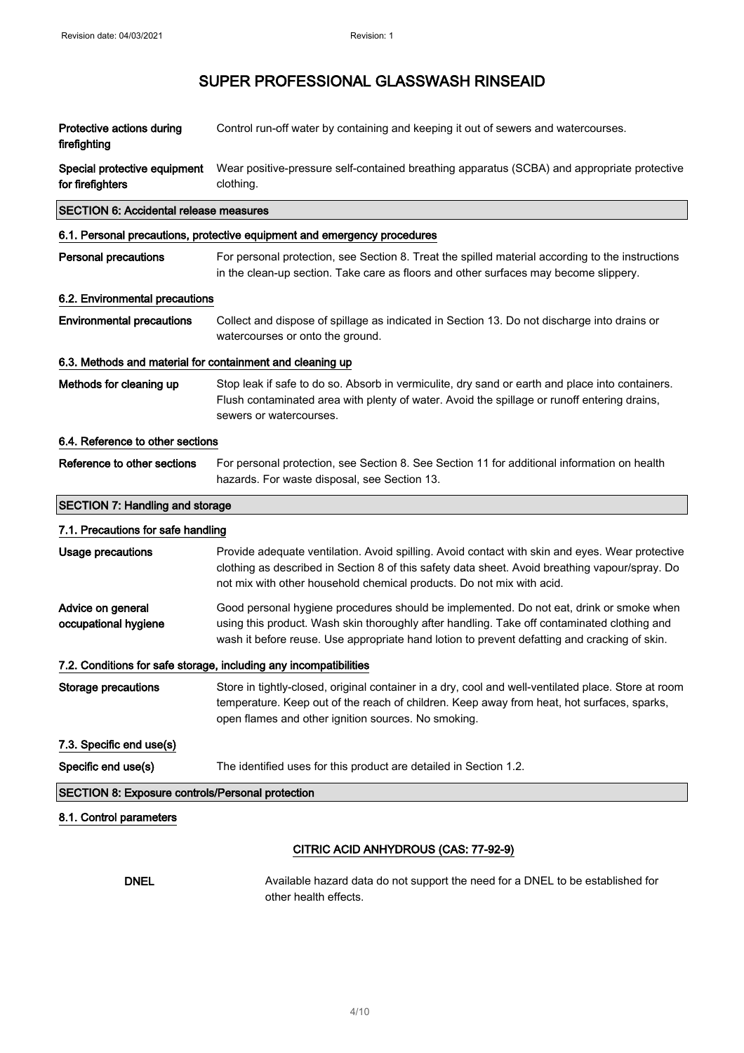| | |
|---|---|
| **Protective actions during firefighting** | Control run-off water by containing and keeping it out of sewers and watercourses. |
| **Special protective equipment for firefighters** | Wear positive-pressure self-contained breathing apparatus (SCBA) and appropriate protective clothing. |

## SECTION 6: Accidental release measures

### 6.1. Personal precautions, protective equipment and emergency procedures

| | |
|---|---|
| **Personal precautions** | For personal protection, see Section 8. Treat the spilled material according to the instructions in the clean-up section. Take care as floors and other surfaces may become slippery. |

### 6.2. Environmental precautions

| | |
|---|---|
| **Environmental precautions** | Collect and dispose of spillage as indicated in Section 13. Do not discharge into drains or watercourses or onto the ground. |

### 6.3. Methods and material for containment and cleaning up

| | |
|---|---|
| **Methods for cleaning up** | Stop leak if safe to do so. Absorb in vermiculite, dry sand or earth and place into containers. Flush contaminated area with plenty of water. Avoid the spillage or runoff entering drains, sewers or watercourses. |

### 6.4. Reference to other sections

| | |
|---|---|
| **Reference to other sections** | For personal protection, see Section 8. See Section 11 for additional information on health hazards. For waste disposal, see Section 13. |

## SECTION 7: Handling and storage

### 7.1. Precautions for safe handling

| | |
|---|---|
| **Usage precautions** | Provide adequate ventilation. Avoid spilling. Avoid contact with skin and eyes. Wear protective clothing as described in Section 8 of this safety data sheet. Avoid breathing vapour/spray. Do not mix with other household chemical products. Do not mix with acid. |
| **Advice on general occupational hygiene** | Good personal hygiene procedures should be implemented. Do not eat, drink or smoke when using this product. Wash skin thoroughly after handling. Take off contaminated clothing and wash it before reuse. Use appropriate hand lotion to prevent defatting and cracking of skin. |

### 7.2. Conditions for safe storage, including any incompatibilities

| | |
|---|---|
| **Storage precautions** | Store in tightly-closed, original container in a dry, cool and well-ventilated place. Store at room temperature. Keep out of the reach of children. Keep away from heat, hot surfaces, sparks, open flames and other ignition sources. No smoking. |

### 7.3. Specific end use(s)

| | |
|---|---|
| **Specific end use(s)** | The identified uses for this product are detailed in Section 1.2. |

## SECTION 8: Exposure controls/Personal protection

### 8.1. Control parameters

**CITRIC ACID ANHYDROUS (CAS: 77-92-9)**

| | |
|---|---|
| **DNEL** | Available hazard data do not support the need for a DNEL to be established for other health effects. |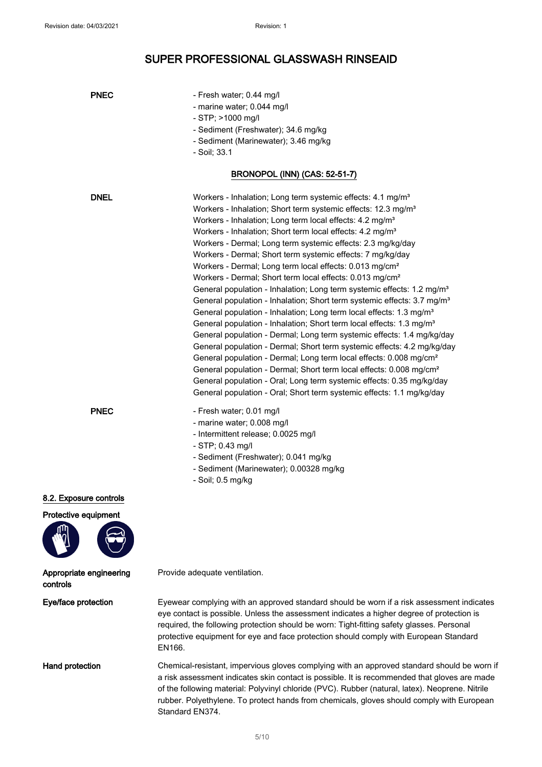# SUPER PROFESSIONAL GLASSWASH RINSEAID

**PNEC**

- Fresh water; 0.44 mg/l
- marine water; 0.044 mg/l
- STP; >1000 mg/l
- Sediment (Freshwater); 34.6 mg/kg
- Sediment (Marinewater); 3.46 mg/kg
- Soil; 33.1

**BRONOPOL (INN) (CAS: 52-51-7)**

**DNEL**

Workers - Inhalation; Long term systemic effects: 4.1 mg/m³
Workers - Inhalation; Short term systemic effects: 12.3 mg/m³
Workers - Inhalation; Long term local effects: 4.2 mg/m³
Workers - Inhalation; Short term local effects: 4.2 mg/m³
Workers - Dermal; Long term systemic effects: 2.3 mg/kg/day
Workers - Dermal; Short term systemic effects: 7 mg/kg/day
Workers - Dermal; Long term local effects: 0.013 mg/cm²
Workers - Dermal; Short term local effects: 0.013 mg/cm²
General population - Inhalation; Long term systemic effects: 1.2 mg/m³
General population - Inhalation; Short term systemic effects: 3.7 mg/m³
General population - Inhalation; Long term local effects: 1.3 mg/m³
General population - Inhalation; Short term local effects: 1.3 mg/m³
General population - Dermal; Long term systemic effects: 1.4 mg/kg/day
General population - Dermal; Short term systemic effects: 4.2 mg/kg/day
General population - Dermal; Long term local effects: 0.008 mg/cm²
General population - Dermal; Short term local effects: 0.008 mg/cm²
General population - Oral; Long term systemic effects: 0.35 mg/kg/day
General population - Oral; Short term systemic effects: 1.1 mg/kg/day

**PNEC**

- Fresh water; 0.01 mg/l
- marine water; 0.008 mg/l
- Intermittent release; 0.0025 mg/l
- STP; 0.43 mg/l
- Sediment (Freshwater); 0.041 mg/kg
- Sediment (Marinewater); 0.00328 mg/kg
- Soil; 0.5 mg/kg

## 8.2. Exposure controls

**Protective equipment**

**Appropriate engineering controls**
Provide adequate ventilation.

**Eye/face protection**
Eyewear complying with an approved standard should be worn if a risk assessment indicates eye contact is possible. Unless the assessment indicates a higher degree of protection is required, the following protection should be worn: Tight-fitting safety glasses. Personal protective equipment for eye and face protection should comply with European Standard EN166.

**Hand protection**
Chemical-resistant, impervious gloves complying with an approved standard should be worn if a risk assessment indicates skin contact is possible. It is recommended that gloves are made of the following material: Polyvinyl chloride (PVC). Rubber (natural, latex). Neoprene. Nitrile rubber. Polyethylene. To protect hands from chemicals, gloves should comply with European Standard EN374.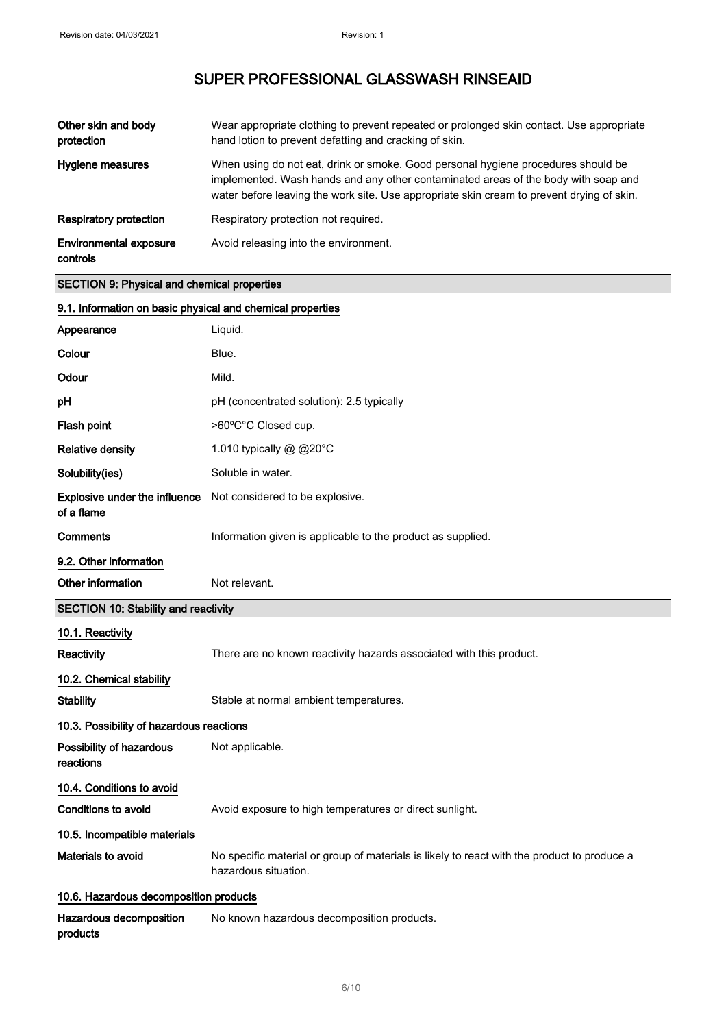# SUPER PROFESSIONAL GLASSWASH RINSEAID

| | |
|---|---|
| **Other skin and body protection** | Wear appropriate clothing to prevent repeated or prolonged skin contact. Use appropriate hand lotion to prevent defatting and cracking of skin. |
| **Hygiene measures** | When using do not eat, drink or smoke. Good personal hygiene procedures should be implemented. Wash hands and any other contaminated areas of the body with soap and water before leaving the work site. Use appropriate skin cream to prevent drying of skin. |
| **Respiratory protection** | Respiratory protection not required. |
| **Environmental exposure controls** | Avoid releasing into the environment. |

## SECTION 9: Physical and chemical properties

### 9.1. Information on basic physical and chemical properties

| | |
|---|---|
| **Appearance** | Liquid. |
| **Colour** | Blue. |
| **Odour** | Mild. |
| **pH** | pH (concentrated solution): 2.5 typically |
| **Flash point** | >60ºC°C Closed cup. |
| **Relative density** | 1.010 typically @ @20°C |
| **Solubility(ies)** | Soluble in water. |
| **Explosive under the influence of a flame** | Not considered to be explosive. |
| **Comments** | Information given is applicable to the product as supplied. |

### 9.2. Other information

| | |
|---|---|
| **Other information** | Not relevant. |

## SECTION 10: Stability and reactivity

### 10.1. Reactivity

| | |
|---|---|
| **Reactivity** | There are no known reactivity hazards associated with this product. |

### 10.2. Chemical stability

| | |
|---|---|
| **Stability** | Stable at normal ambient temperatures. |

### 10.3. Possibility of hazardous reactions

| | |
|---|---|
| **Possibility of hazardous reactions** | Not applicable. |

### 10.4. Conditions to avoid

| | |
|---|---|
| **Conditions to avoid** | Avoid exposure to high temperatures or direct sunlight. |

### 10.5. Incompatible materials

| | |
|---|---|
| **Materials to avoid** | No specific material or group of materials is likely to react with the product to produce a hazardous situation. |

### 10.6. Hazardous decomposition products

| | |
|---|---|
| **Hazardous decomposition products** | No known hazardous decomposition products. |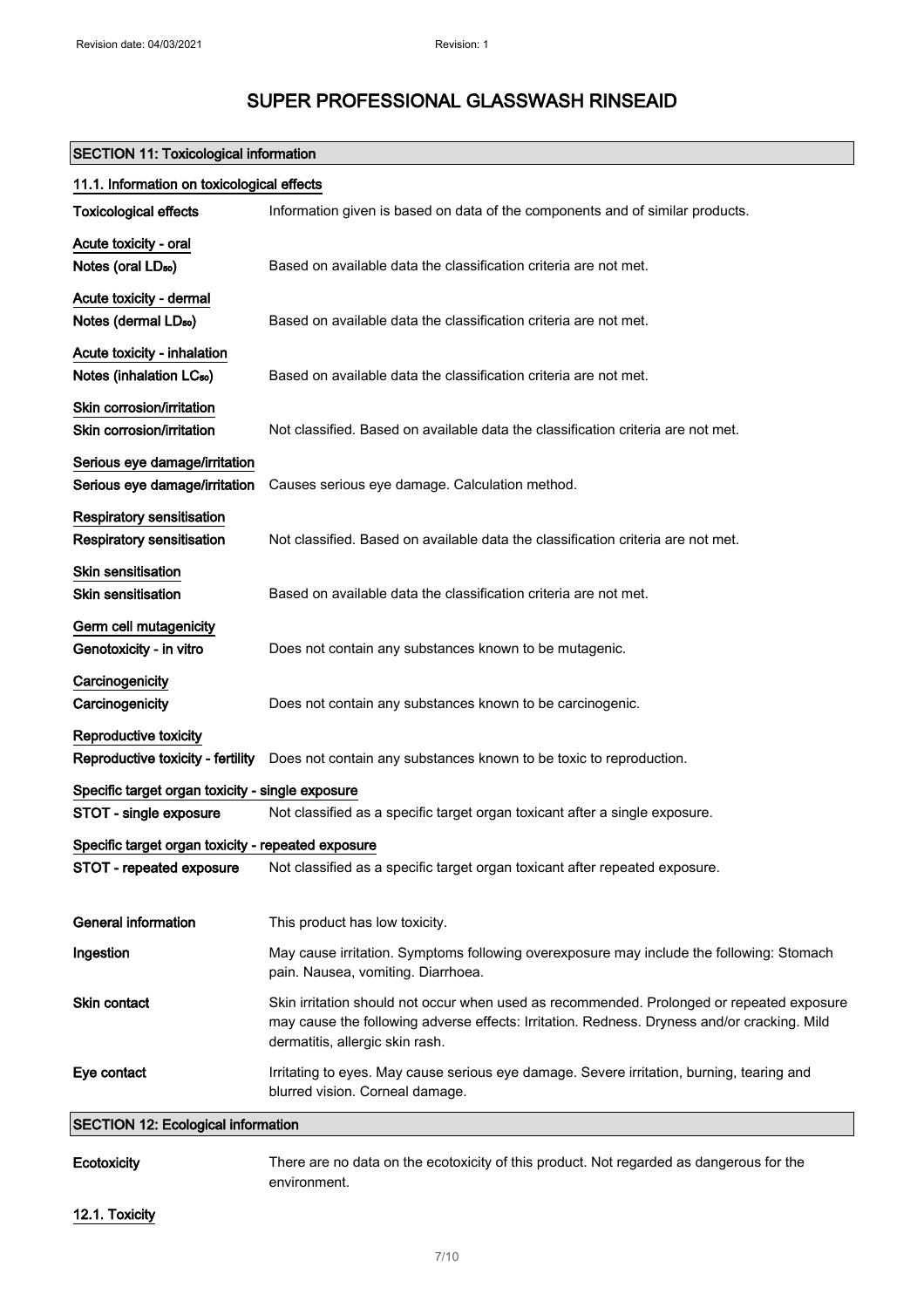# SUPER PROFESSIONAL GLASSWASH RINSEAID

## SECTION 11: Toxicological information

### 11.1. Information on toxicological effects

**Toxicological effects** Information given is based on data of the components and of similar products.

**Acute toxicity - oral**

**Notes (oral $LD_{50}$)** Based on available data the classification criteria are not met.

**Acute toxicity - dermal**

**Notes (dermal $LD_{50}$)** Based on available data the classification criteria are not met.

**Acute toxicity - inhalation**

**Notes (inhalation $LC_{50}$)** Based on available data the classification criteria are not met.

**Skin corrosion/irritation**

**Skin corrosion/irritation** Not classified. Based on available data the classification criteria are not met.

**Serious eye damage/irritation**

**Serious eye damage/irritation** Causes serious eye damage. Calculation method.

**Respiratory sensitisation**

**Respiratory sensitisation** Not classified. Based on available data the classification criteria are not met.

**Skin sensitisation**

**Skin sensitisation** Based on available data the classification criteria are not met.

**Germ cell mutagenicity**

**Genotoxicity - in vitro** Does not contain any substances known to be mutagenic.

**Carcinogenicity**

**Carcinogenicity** Does not contain any substances known to be carcinogenic.

**Reproductive toxicity**

**Reproductive toxicity - fertility** Does not contain any substances known to be toxic to reproduction.

**Specific target organ toxicity - single exposure**

**STOT - single exposure** Not classified as a specific target organ toxicant after a single exposure.

**Specific target organ toxicity - repeated exposure**

**STOT - repeated exposure** Not classified as a specific target organ toxicant after repeated exposure.

**General information** This product has low toxicity.

**Ingestion** May cause irritation. Symptoms following overexposure may include the following: Stomach pain. Nausea, vomiting. Diarrhoea.

**Skin contact** Skin irritation should not occur when used as recommended. Prolonged or repeated exposure may cause the following adverse effects: Irritation. Redness. Dryness and/or cracking. Mild dermatitis, allergic skin rash.

**Eye contact** Irritating to eyes. May cause serious eye damage. Severe irritation, burning, tearing and blurred vision. Corneal damage.

## SECTION 12: Ecological information

**Ecotoxicity** There are no data on the ecotoxicity of this product. Not regarded as dangerous for the environment.

### 12.1. Toxicity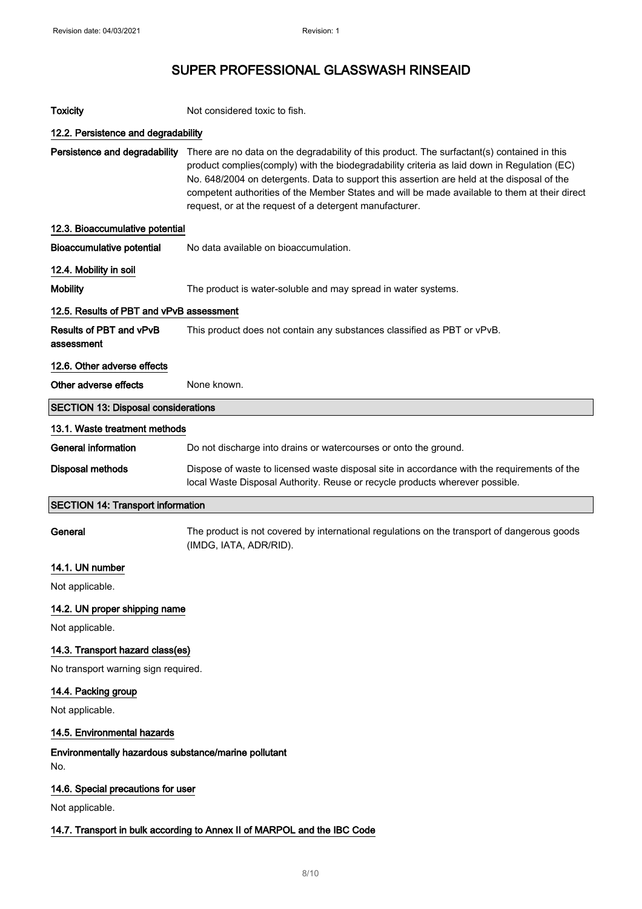| | |
|---|---|
| **Toxicity** | Not considered toxic to fish. |

### 12.2. Persistence and degradability

| | |
|---|---|
| **Persistence and degradability** | There are no data on the degradability of this product. The surfactant(s) contained in this product complies(comply) with the biodegradability criteria as laid down in Regulation (EC) No. 648/2004 on detergents. Data to support this assertion are held at the disposal of the competent authorities of the Member States and will be made available to them at their direct request, or at the request of a detergent manufacturer. |

### 12.3. Bioaccumulative potential

| | |
|---|---|
| **Bioaccumulative potential** | No data available on bioaccumulation. |

### 12.4. Mobility in soil

| | |
|---|---|
| **Mobility** | The product is water-soluble and may spread in water systems. |

### 12.5. Results of PBT and vPvB assessment

| | |
|---|---|
| **Results of PBT and vPvB assessment** | This product does not contain any substances classified as PBT or vPvB. |

### 12.6. Other adverse effects

| | |
|---|---|
| **Other adverse effects** | None known. |

## SECTION 13: Disposal considerations

### 13.1. Waste treatment methods

| | |
|---|---|
| **General information** | Do not discharge into drains or watercourses or onto the ground. |
| **Disposal methods** | Dispose of waste to licensed waste disposal site in accordance with the requirements of the local Waste Disposal Authority. Reuse or recycle products wherever possible. |

## SECTION 14: Transport information

| | |
|---|---|
| **General** | The product is not covered by international regulations on the transport of dangerous goods (IMDG, IATA, ADR/RID). |

### 14.1. UN number

Not applicable.

### 14.2. UN proper shipping name

Not applicable.

### 14.3. Transport hazard class(es)

No transport warning sign required.

### 14.4. Packing group

Not applicable.

### 14.5. Environmental hazards

**Environmentally hazardous substance/marine pollutant**

No.

### 14.6. Special precautions for user

Not applicable.

### 14.7. Transport in bulk according to Annex II of MARPOL and the IBC Code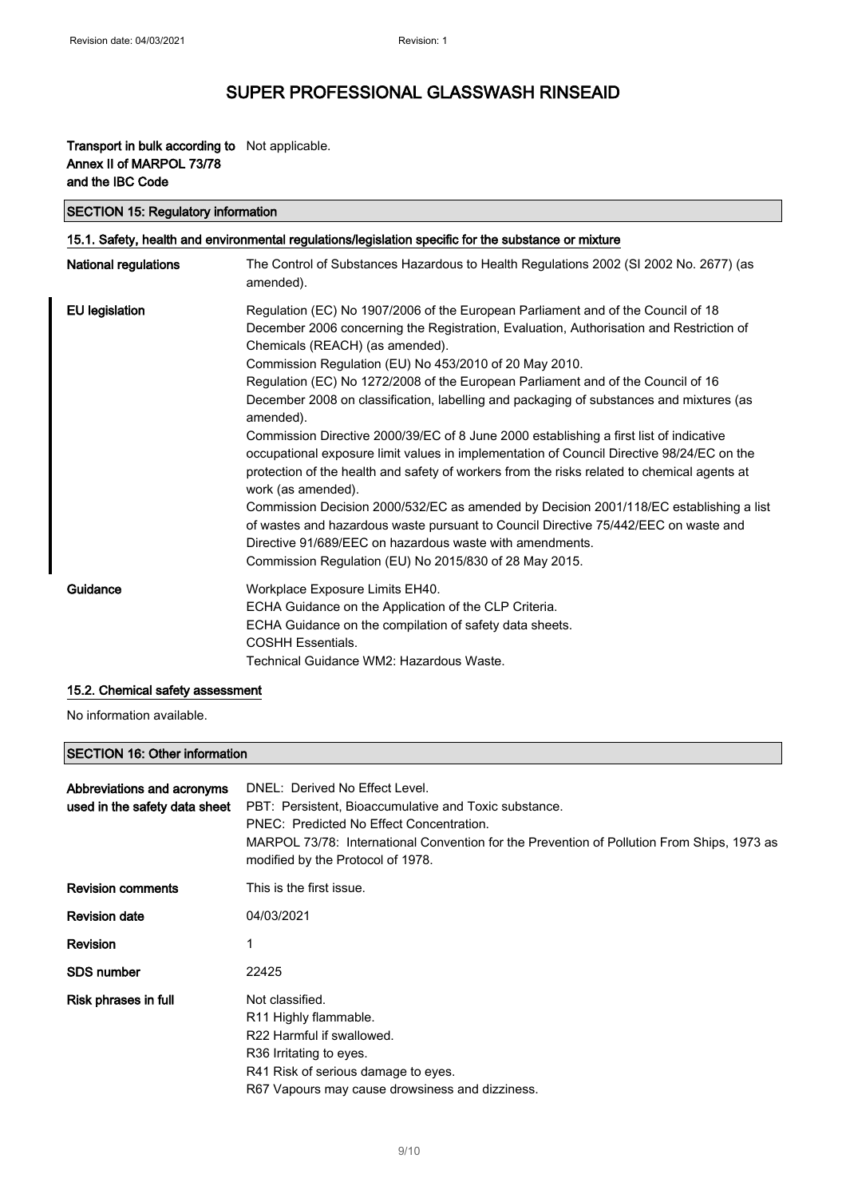**Transport in bulk according to Annex II of MARPOL 73/78 and the IBC Code** Not applicable.

## SECTION 15: Regulatory information

### 15.1. Safety, health and environmental regulations/legislation specific for the substance or mixture

| | |
|---|---|
| **National regulations** | The Control of Substances Hazardous to Health Regulations 2002 (SI 2002 No. 2677) (as amended). |
| **EU legislation** | Regulation (EC) No 1907/2006 of the European Parliament and of the Council of 18 December 2006 concerning the Registration, Evaluation, Authorisation and Restriction of Chemicals (REACH) (as amended).<br>Commission Regulation (EU) No 453/2010 of 20 May 2010.<br>Regulation (EC) No 1272/2008 of the European Parliament and of the Council of 16 December 2008 on classification, labelling and packaging of substances and mixtures (as amended).<br>Commission Directive 2000/39/EC of 8 June 2000 establishing a first list of indicative occupational exposure limit values in implementation of Council Directive 98/24/EC on the protection of the health and safety of workers from the risks related to chemical agents at work (as amended).<br>Commission Decision 2000/532/EC as amended by Decision 2001/118/EC establishing a list of wastes and hazardous waste pursuant to Council Directive 75/442/EEC on waste and Directive 91/689/EEC on hazardous waste with amendments.<br>Commission Regulation (EU) No 2015/830 of 28 May 2015. |
| **Guidance** | Workplace Exposure Limits EH40.<br>ECHA Guidance on the Application of the CLP Criteria.<br>ECHA Guidance on the compilation of safety data sheets.<br>COSHH Essentials.<br>Technical Guidance WM2: Hazardous Waste. |

### 15.2. Chemical safety assessment

No information available.

## SECTION 16: Other information

| | |
|---|---|
| **Abbreviations and acronyms used in the safety data sheet** | DNEL: Derived No Effect Level.<br>PBT: Persistent, Bioaccumulative and Toxic substance.<br>PNEC: Predicted No Effect Concentration.<br>MARPOL 73/78: International Convention for the Prevention of Pollution From Ships, 1973 as modified by the Protocol of 1978. |
| **Revision comments** | This is the first issue. |
| **Revision date** | 04/03/2021 |
| **Revision** | 1 |
| **SDS number** | 22425 |
| **Risk phrases in full** | Not classified.<br>R11 Highly flammable.<br>R22 Harmful if swallowed.<br>R36 Irritating to eyes.<br>R41 Risk of serious damage to eyes.<br>R67 Vapours may cause drowsiness and dizziness. |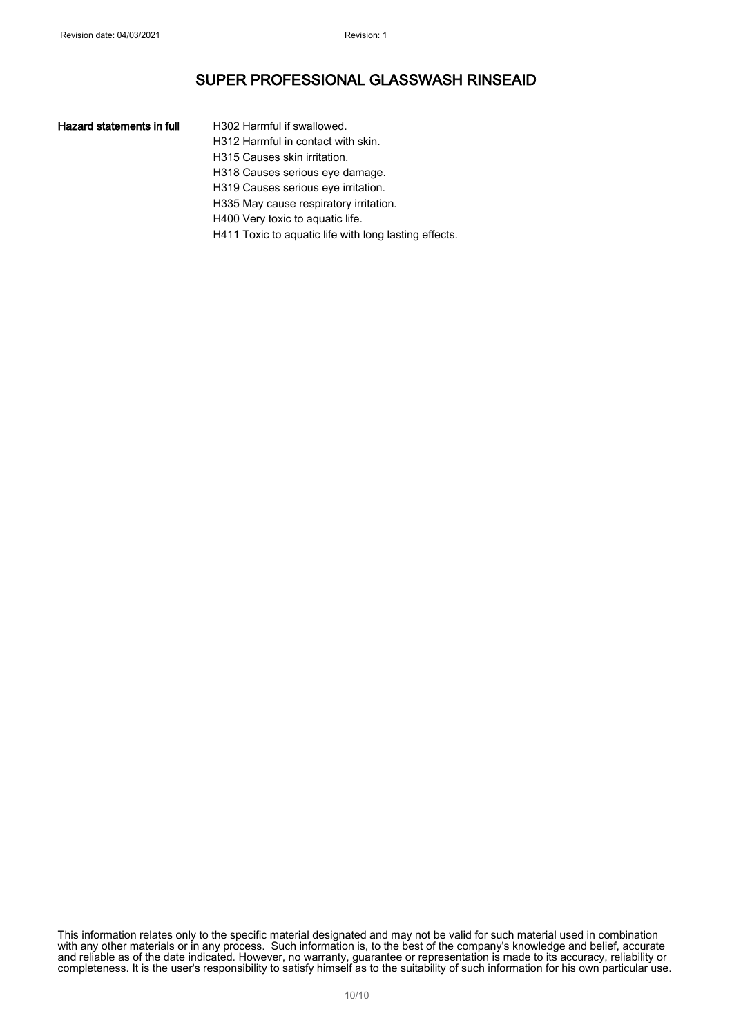**Hazard statements in full**

H302 Harmful if swallowed.
H312 Harmful in contact with skin.
H315 Causes skin irritation.
H318 Causes serious eye damage.
H319 Causes serious eye irritation.
H335 May cause respiratory irritation.
H400 Very toxic to aquatic life.
H411 Toxic to aquatic life with long lasting effects.

This information relates only to the specific material designated and may not be valid for such material used in combination with any other materials or in any process. Such information is, to the best of the company's knowledge and belief, accurate and reliable as of the date indicated. However, no warranty, guarantee or representation is made to its accuracy, reliability or completeness. It is the user's responsibility to satisfy himself as to the suitability of such information for his own particular use.